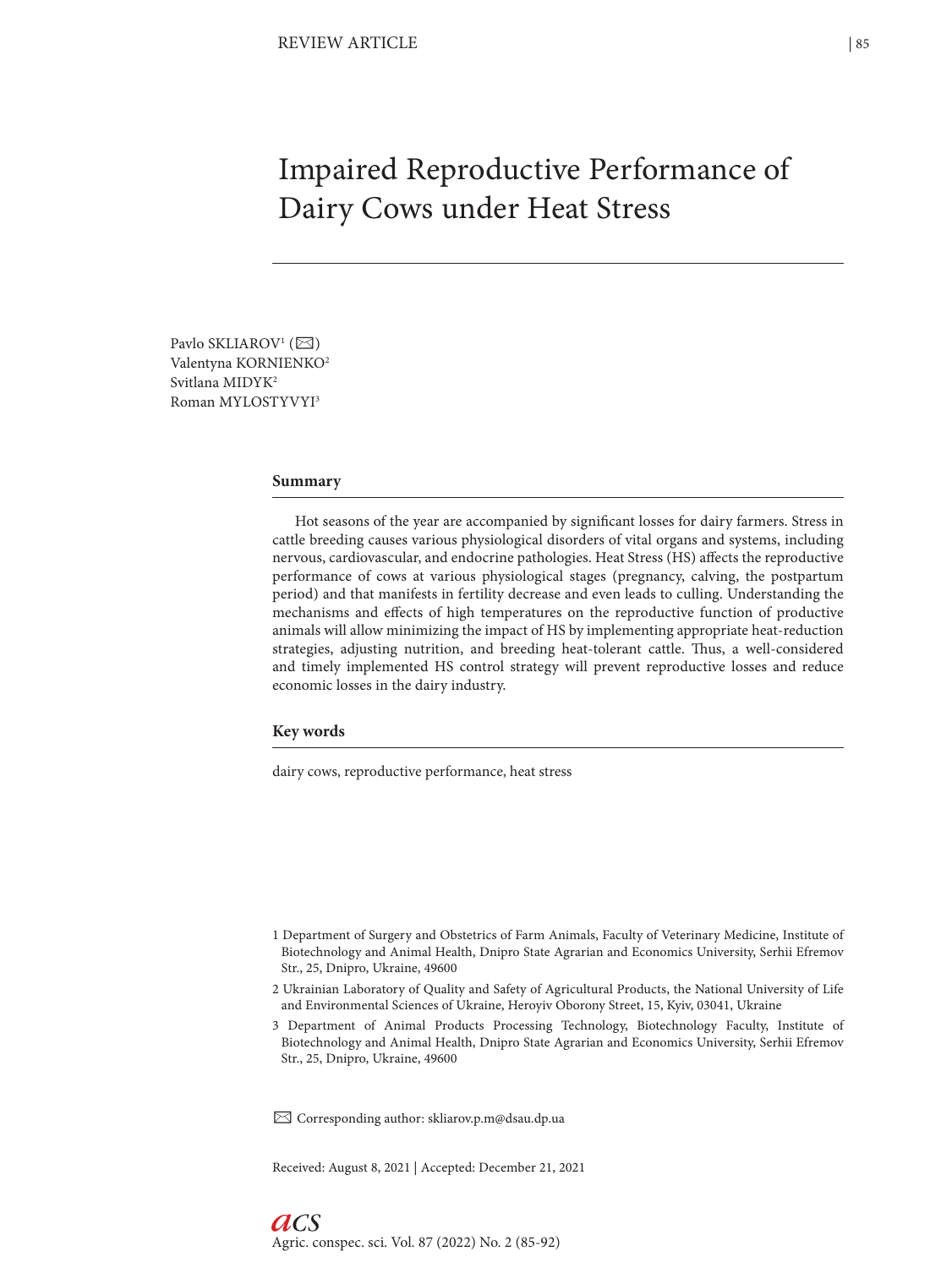REVIEW ARTICLE

# Impaired Reproductive Performance of Dairy Cows under Heat Stress

Pavlo SKLIAROV[1] (✉)
Valentyna KORNIENKO[2]
Svitlana MIDYK[2]
Roman MYLOSTYVYI[3]

## Summary

Hot seasons of the year are accompanied by significant losses for dairy farmers. Stress in cattle breeding causes various physiological disorders of vital organs and systems, including nervous, cardiovascular, and endocrine pathologies. Heat Stress (HS) affects the reproductive performance of cows at various physiological stages (pregnancy, calving, the postpartum period) and that manifests in fertility decrease and even leads to culling. Understanding the mechanisms and effects of high temperatures on the reproductive function of productive animals will allow minimizing the impact of HS by implementing appropriate heat-reduction strategies, adjusting nutrition, and breeding heat-tolerant cattle. Thus, a well-considered and timely implemented HS control strategy will prevent reproductive losses and reduce economic losses in the dairy industry.

## Key words

dairy cows, reproductive performance, heat stress

1 Department of Surgery and Obstetrics of Farm Animals, Faculty of Veterinary Medicine, Institute of Biotechnology and Animal Health, Dnipro State Agrarian and Economics University, Serhii Efremov Str., 25, Dnipro, Ukraine, 49600

2 Ukrainian Laboratory of Quality and Safety of Agricultural Products, the National University of Life and Environmental Sciences of Ukraine, Heroyiv Oborony Street, 15, Kyiv, 03041, Ukraine

3 Department of Animal Products Processing Technology, Biotechnology Faculty, Institute of Biotechnology and Animal Health, Dnipro State Agrarian and Economics University, Serhii Efremov Str., 25, Dnipro, Ukraine, 49600

✉ Corresponding author: skliarov.p.m@dsau.dp.ua

Received: August 8, 2021 | Accepted: December 21, 2021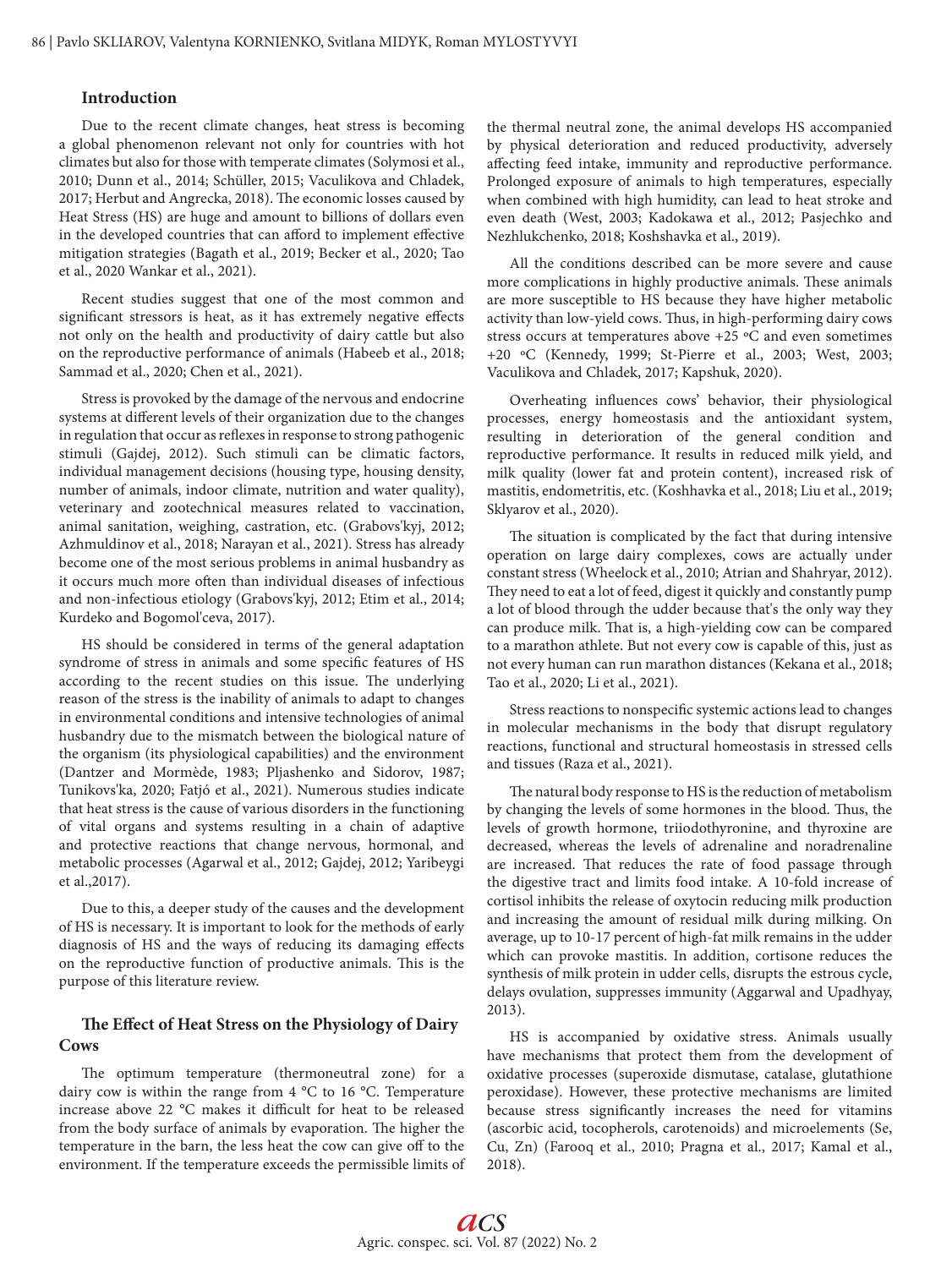## Introduction

Due to the recent climate changes, heat stress is becoming a global phenomenon relevant not only for countries with hot climates but also for those with temperate climates (Solymosi et al., 2010; Dunn et al., 2014; Schüller, 2015; Vaculikova and Chladek, 2017; Herbut and Angrecka, 2018). The economic losses caused by Heat Stress (HS) are huge and amount to billions of dollars even in the developed countries that can afford to implement effective mitigation strategies (Bagath et al., 2019; Becker et al., 2020; Tao et al., 2020 Wankar et al., 2021).

Recent studies suggest that one of the most common and significant stressors is heat, as it has extremely negative effects not only on the health and productivity of dairy cattle but also on the reproductive performance of animals (Habeeb et al., 2018; Sammad et al., 2020; Chen et al., 2021).

Stress is provoked by the damage of the nervous and endocrine systems at different levels of their organization due to the changes in regulation that occur as reflexes in response to strong pathogenic stimuli (Gajdej, 2012). Such stimuli can be climatic factors, individual management decisions (housing type, housing density, number of animals, indoor climate, nutrition and water quality), veterinary and zootechnical measures related to vaccination, animal sanitation, weighing, castration, etc. (Grabovs'kyj, 2012; Azhmuldinov et al., 2018; Narayan et al., 2021). Stress has already become one of the most serious problems in animal husbandry as it occurs much more often than individual diseases of infectious and non-infectious etiology (Grabovs'kyj, 2012; Etim et al., 2014; Kurdeko and Bogomol'ceva, 2017).

HS should be considered in terms of the general adaptation syndrome of stress in animals and some specific features of HS according to the recent studies on this issue. The underlying reason of the stress is the inability of animals to adapt to changes in environmental conditions and intensive technologies of animal husbandry due to the mismatch between the biological nature of the organism (its physiological capabilities) and the environment (Dantzer and Mormède, 1983; Pljashenko and Sidorov, 1987; Tunikovs'ka, 2020; Fatjó et al., 2021). Numerous studies indicate that heat stress is the cause of various disorders in the functioning of vital organs and systems resulting in a chain of adaptive and protective reactions that change nervous, hormonal, and metabolic processes (Agarwal et al., 2012; Gajdej, 2012; Yaribeygi et al.,2017).

Due to this, a deeper study of the causes and the development of HS is necessary. It is important to look for the methods of early diagnosis of HS and the ways of reducing its damaging effects on the reproductive function of productive animals. This is the purpose of this literature review.

## The Effect of Heat Stress on the Physiology of Dairy Cows

The optimum temperature (thermoneutral zone) for a dairy cow is within the range from 4 °C to 16 °C. Temperature increase above 22 °C makes it difficult for heat to be released from the body surface of animals by evaporation. The higher the temperature in the barn, the less heat the cow can give off to the environment. If the temperature exceeds the permissible limits of the thermal neutral zone, the animal develops HS accompanied by physical deterioration and reduced productivity, adversely affecting feed intake, immunity and reproductive performance. Prolonged exposure of animals to high temperatures, especially when combined with high humidity, can lead to heat stroke and even death (West, 2003; Kadokawa et al., 2012; Pasjechko and Nezhlukchenko, 2018; Koshshavka et al., 2019).

All the conditions described can be more severe and cause more complications in highly productive animals. These animals are more susceptible to HS because they have higher metabolic activity than low-yield cows. Thus, in high-performing dairy cows stress occurs at temperatures above +25 ºC and even sometimes +20 ºC (Kennedy, 1999; St-Pierre et al., 2003; West, 2003; Vaculikova and Chladek, 2017; Kapshuk, 2020).

Overheating influences cows' behavior, their physiological processes, energy homeostasis and the antioxidant system, resulting in deterioration of the general condition and reproductive performance. It results in reduced milk yield, and milk quality (lower fat and protein content), increased risk of mastitis, endometritis, etc. (Koshhavka et al., 2018; Liu et al., 2019; Sklyarov et al., 2020).

The situation is complicated by the fact that during intensive operation on large dairy complexes, cows are actually under constant stress (Wheelock et al., 2010; Atrian and Shahryar, 2012). They need to eat a lot of feed, digest it quickly and constantly pump a lot of blood through the udder because that's the only way they can produce milk. That is, a high-yielding cow can be compared to a marathon athlete. But not every cow is capable of this, just as not every human can run marathon distances (Kekana et al., 2018; Tao et al., 2020; Li et al., 2021).

Stress reactions to nonspecific systemic actions lead to changes in molecular mechanisms in the body that disrupt regulatory reactions, functional and structural homeostasis in stressed cells and tissues (Raza et al., 2021).

The natural body response to HS is the reduction of metabolism by changing the levels of some hormones in the blood. Thus, the levels of growth hormone, triiodothyronine, and thyroxine are decreased, whereas the levels of adrenaline and noradrenaline are increased. That reduces the rate of food passage through the digestive tract and limits food intake. A 10-fold increase of cortisol inhibits the release of oxytocin reducing milk production and increasing the amount of residual milk during milking. On average, up to 10-17 percent of high-fat milk remains in the udder which can provoke mastitis. In addition, cortisone reduces the synthesis of milk protein in udder cells, disrupts the estrous cycle, delays ovulation, suppresses immunity (Aggarwal and Upadhyay, 2013).

HS is accompanied by oxidative stress. Animals usually have mechanisms that protect them from the development of oxidative processes (superoxide dismutase, catalase, glutathione peroxidase). However, these protective mechanisms are limited because stress significantly increases the need for vitamins (ascorbic acid, tocopherols, carotenoids) and microelements (Se, Cu, Zn) (Farooq et al., 2010; Pragna et al., 2017; Kamal et al., 2018).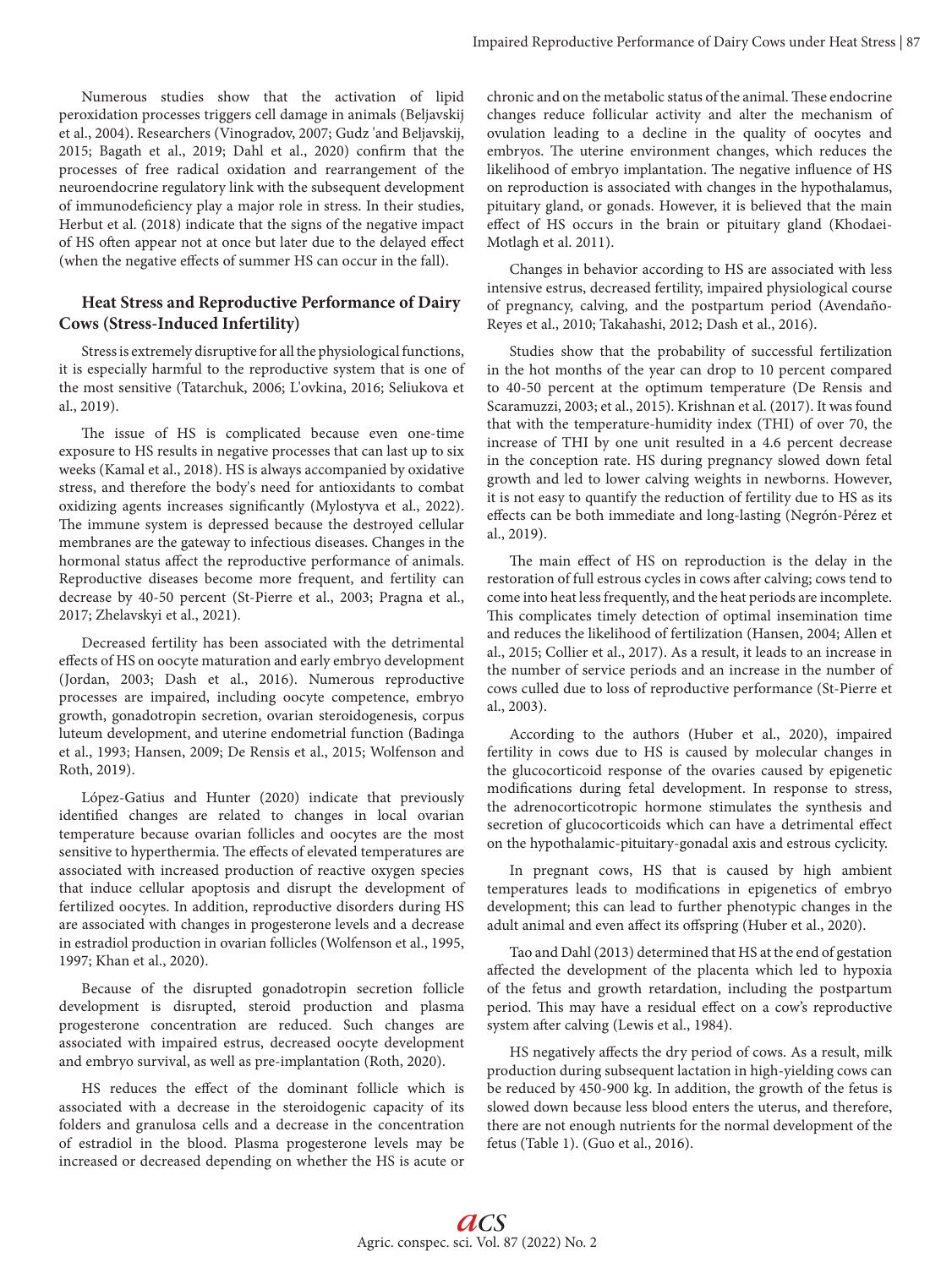Numerous studies show that the activation of lipid peroxidation processes triggers cell damage in animals (Beljavskij et al., 2004). Researchers (Vinogradov, 2007; Gudz 'and Beljavskij, 2015; Bagath et al., 2019; Dahl et al., 2020) confirm that the processes of free radical oxidation and rearrangement of the neuroendocrine regulatory link with the subsequent development of immunodeficiency play a major role in stress. In their studies, Herbut et al. (2018) indicate that the signs of the negative impact of HS often appear not at once but later due to the delayed effect (when the negative effects of summer HS can occur in the fall).

## Heat Stress and Reproductive Performance of Dairy Cows (Stress-Induced Infertility)

Stress is extremely disruptive for all the physiological functions, it is especially harmful to the reproductive system that is one of the most sensitive (Tatarchuk, 2006; L'ovkina, 2016; Seliukova et al., 2019).

The issue of HS is complicated because even one-time exposure to HS results in negative processes that can last up to six weeks (Kamal et al., 2018). HS is always accompanied by oxidative stress, and therefore the body's need for antioxidants to combat oxidizing agents increases significantly (Mylostyva et al., 2022). The immune system is depressed because the destroyed cellular membranes are the gateway to infectious diseases. Changes in the hormonal status affect the reproductive performance of animals. Reproductive diseases become more frequent, and fertility can decrease by 40-50 percent (St-Pierre et al., 2003; Pragna et al., 2017; Zhelavskyi et al., 2021).

Decreased fertility has been associated with the detrimental effects of HS on oocyte maturation and early embryo development (Jordan, 2003; Dash et al., 2016). Numerous reproductive processes are impaired, including oocyte competence, embryo growth, gonadotropin secretion, ovarian steroidogenesis, corpus luteum development, and uterine endometrial function (Badinga et al., 1993; Hansen, 2009; De Rensis et al., 2015; Wolfenson and Roth, 2019).

López-Gatius and Hunter (2020) indicate that previously identified changes are related to changes in local ovarian temperature because ovarian follicles and oocytes are the most sensitive to hyperthermia. The effects of elevated temperatures are associated with increased production of reactive oxygen species that induce cellular apoptosis and disrupt the development of fertilized oocytes. In addition, reproductive disorders during HS are associated with changes in progesterone levels and a decrease in estradiol production in ovarian follicles (Wolfenson et al., 1995, 1997; Khan et al., 2020).

Because of the disrupted gonadotropin secretion follicle development is disrupted, steroid production and plasma progesterone concentration are reduced. Such changes are associated with impaired estrus, decreased oocyte development and embryo survival, as well as pre-implantation (Roth, 2020).

HS reduces the effect of the dominant follicle which is associated with a decrease in the steroidogenic capacity of its folders and granulosa cells and a decrease in the concentration of estradiol in the blood. Plasma progesterone levels may be increased or decreased depending on whether the HS is acute or chronic and on the metabolic status of the animal. These endocrine changes reduce follicular activity and alter the mechanism of ovulation leading to a decline in the quality of oocytes and embryos. The uterine environment changes, which reduces the likelihood of embryo implantation. The negative influence of HS on reproduction is associated with changes in the hypothalamus, pituitary gland, or gonads. However, it is believed that the main effect of HS occurs in the brain or pituitary gland (Khodaei-Motlagh et al. 2011).

Changes in behavior according to HS are associated with less intensive estrus, decreased fertility, impaired physiological course of pregnancy, calving, and the postpartum period (Avendaño-Reyes et al., 2010; Takahashi, 2012; Dash et al., 2016).

Studies show that the probability of successful fertilization in the hot months of the year can drop to 10 percent compared to 40-50 percent at the optimum temperature (De Rensis and Scaramuzzi, 2003; et al., 2015). Krishnan et al. (2017). It was found that with the temperature-humidity index (THI) of over 70, the increase of THI by one unit resulted in a 4.6 percent decrease in the conception rate. HS during pregnancy slowed down fetal growth and led to lower calving weights in newborns. However, it is not easy to quantify the reduction of fertility due to HS as its effects can be both immediate and long-lasting (Negrón-Pérez et al., 2019).

The main effect of HS on reproduction is the delay in the restoration of full estrous cycles in cows after calving; cows tend to come into heat less frequently, and the heat periods are incomplete. This complicates timely detection of optimal insemination time and reduces the likelihood of fertilization (Hansen, 2004; Allen et al., 2015; Collier et al., 2017). As a result, it leads to an increase in the number of service periods and an increase in the number of cows culled due to loss of reproductive performance (St-Pierre et al., 2003).

According to the authors (Huber et al., 2020), impaired fertility in cows due to HS is caused by molecular changes in the glucocorticoid response of the ovaries caused by epigenetic modifications during fetal development. In response to stress, the adrenocorticotropic hormone stimulates the synthesis and secretion of glucocorticoids which can have a detrimental effect on the hypothalamic-pituitary-gonadal axis and estrous cyclicity.

In pregnant cows, HS that is caused by high ambient temperatures leads to modifications in epigenetics of embryo development; this can lead to further phenotypic changes in the adult animal and even affect its offspring (Huber et al., 2020).

Tao and Dahl (2013) determined that HS at the end of gestation affected the development of the placenta which led to hypoxia of the fetus and growth retardation, including the postpartum period. This may have a residual effect on a cow's reproductive system after calving (Lewis et al., 1984).

HS negatively affects the dry period of cows. As a result, milk production during subsequent lactation in high-yielding cows can be reduced by 450-900 kg. In addition, the growth of the fetus is slowed down because less blood enters the uterus, and therefore, there are not enough nutrients for the normal development of the fetus (Table 1). (Guo et al., 2016).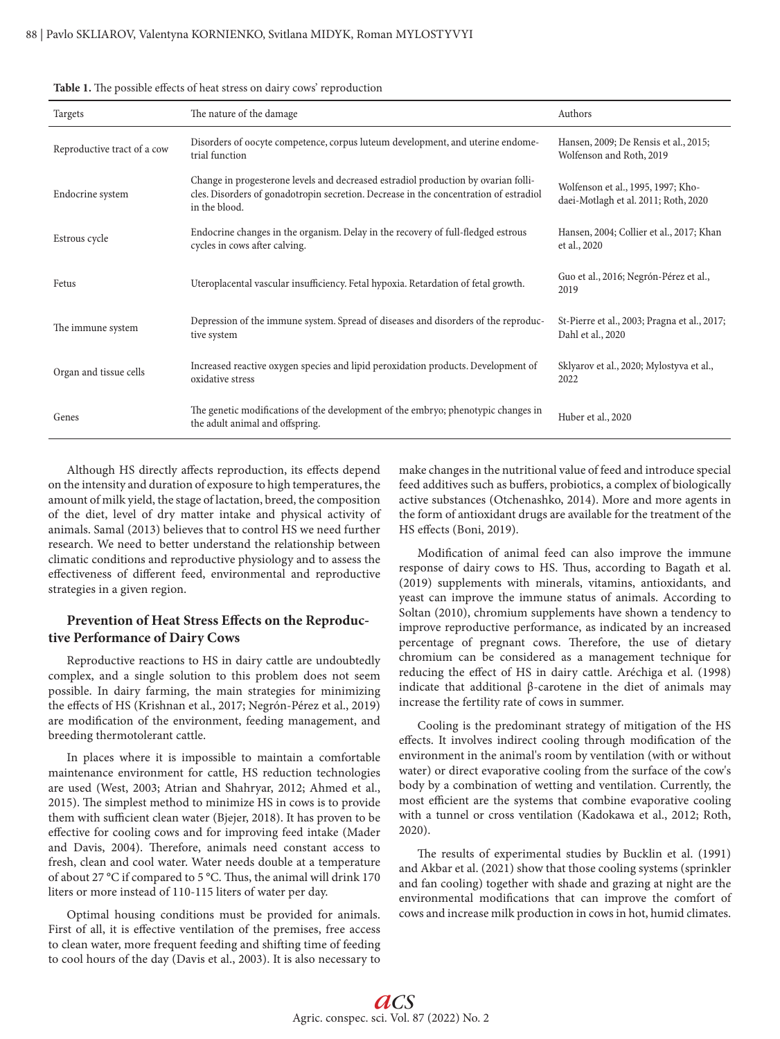**Table 1.** The possible effects of heat stress on dairy cows' reproduction

| Targets | The nature of the damage | Authors |
|---|---|---|
| Reproductive tract of a cow | Disorders of oocyte competence, corpus luteum development, and uterine endometrial function | Hansen, 2009; De Rensis et al., 2015; Wolfenson and Roth, 2019 |
| Endocrine system | Change in progesterone levels and decreased estradiol production by ovarian follicles. Disorders of gonadotropin secretion. Decrease in the concentration of estradiol in the blood. | Wolfenson et al., 1995, 1997; Khodaei-Motlagh et al. 2011; Roth, 2020 |
| Estrous cycle | Endocrine changes in the organism. Delay in the recovery of full-fledged estrous cycles in cows after calving. | Hansen, 2004; Collier et al., 2017; Khan et al., 2020 |
| Fetus | Uteroplacental vascular insufficiency. Fetal hypoxia. Retardation of fetal growth. | Guo et al., 2016; Negrón-Pérez et al., 2019 |
| The immune system | Depression of the immune system. Spread of diseases and disorders of the reproductive system | St-Pierre et al., 2003; Pragna et al., 2017; Dahl et al., 2020 |
| Organ and tissue cells | Increased reactive oxygen species and lipid peroxidation products. Development of oxidative stress | Sklyarov et al., 2020; Mylostyva et al., 2022 |
| Genes | The genetic modifications of the development of the embryo; phenotypic changes in the adult animal and offspring. | Huber et al., 2020 |

Although HS directly affects reproduction, its effects depend on the intensity and duration of exposure to high temperatures, the amount of milk yield, the stage of lactation, breed, the composition of the diet, level of dry matter intake and physical activity of animals. Samal (2013) believes that to control HS we need further research. We need to better understand the relationship between climatic conditions and reproductive physiology and to assess the effectiveness of different feed, environmental and reproductive strategies in a given region.

## Prevention of Heat Stress Effects on the Reproductive Performance of Dairy Cows

Reproductive reactions to HS in dairy cattle are undoubtedly complex, and a single solution to this problem does not seem possible. In dairy farming, the main strategies for minimizing the effects of HS (Krishnan et al., 2017; Negrón-Pérez et al., 2019) are modification of the environment, feeding management, and breeding thermotolerant cattle.

In places where it is impossible to maintain a comfortable maintenance environment for cattle, HS reduction technologies are used (West, 2003; Atrian and Shahryar, 2012; Ahmed et al., 2015). The simplest method to minimize HS in cows is to provide them with sufficient clean water (Bjejer, 2018). It has proven to be effective for cooling cows and for improving feed intake (Mader and Davis, 2004). Therefore, animals need constant access to fresh, clean and cool water. Water needs double at a temperature of about 27 °C if compared to 5 °C. Thus, the animal will drink 170 liters or more instead of 110-115 liters of water per day.

Optimal housing conditions must be provided for animals. First of all, it is effective ventilation of the premises, free access to clean water, more frequent feeding and shifting time of feeding to cool hours of the day (Davis et al., 2003). It is also necessary to make changes in the nutritional value of feed and introduce special feed additives such as buffers, probiotics, a complex of biologically active substances (Otchenashko, 2014). More and more agents in the form of antioxidant drugs are available for the treatment of the HS effects (Boni, 2019).

Modification of animal feed can also improve the immune response of dairy cows to HS. Thus, according to Bagath et al. (2019) supplements with minerals, vitamins, antioxidants, and yeast can improve the immune status of animals. According to Soltan (2010), chromium supplements have shown a tendency to improve reproductive performance, as indicated by an increased percentage of pregnant cows. Therefore, the use of dietary chromium can be considered as a management technique for reducing the effect of HS in dairy cattle. Aréchiga et al. (1998) indicate that additional β-carotene in the diet of animals may increase the fertility rate of cows in summer.

Cooling is the predominant strategy of mitigation of the HS effects. It involves indirect cooling through modification of the environment in the animal's room by ventilation (with or without water) or direct evaporative cooling from the surface of the cow's body by a combination of wetting and ventilation. Currently, the most efficient are the systems that combine evaporative cooling with a tunnel or cross ventilation (Kadokawa et al., 2012; Roth, 2020).

The results of experimental studies by Bucklin et al. (1991) and Akbar et al. (2021) show that those cooling systems (sprinkler and fan cooling) together with shade and grazing at night are the environmental modifications that can improve the comfort of cows and increase milk production in cows in hot, humid climates.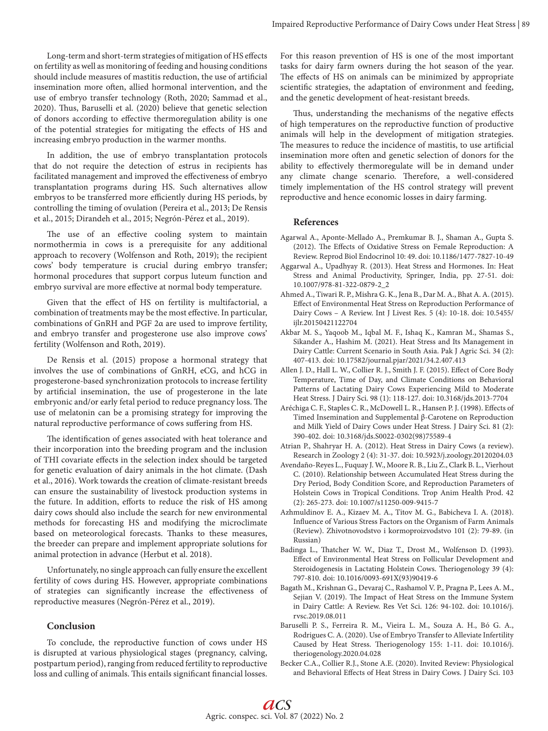Long-term and short-term strategies of mitigation of HS effects on fertility as well as monitoring of feeding and housing conditions should include measures of mastitis reduction, the use of artificial insemination more often, allied hormonal intervention, and the use of embryo transfer technology (Roth, 2020; Sammad et al., 2020). Thus, Baruselli et al. (2020) believe that genetic selection of donors according to effective thermoregulation ability is one of the potential strategies for mitigating the effects of HS and increasing embryo production in the warmer months.

In addition, the use of embryo transplantation protocols that do not require the detection of estrus in recipients has facilitated management and improved the effectiveness of embryo transplantation programs during HS. Such alternatives allow embryos to be transferred more efficiently during HS periods, by controlling the timing of ovulation (Pereira et al., 2013; De Rensis et al., 2015; Dirandeh et al., 2015; Negrón-Pérez et al., 2019).

The use of an effective cooling system to maintain normothermia in cows is a prerequisite for any additional approach to recovery (Wolfenson and Roth, 2019); the recipient cows' body temperature is crucial during embryo transfer; hormonal procedures that support corpus luteum function and embryo survival are more effective at normal body temperature.

Given that the effect of HS on fertility is multifactorial, a combination of treatments may be the most effective. In particular, combinations of GnRH and PGF 2α are used to improve fertility, and embryo transfer and progesterone use also improve cows' fertility (Wolfenson and Roth, 2019).

De Rensis et al. (2015) propose a hormonal strategy that involves the use of combinations of GnRH, eCG, and hCG in progesterone-based synchronization protocols to increase fertility by artificial insemination, the use of progesterone in the late embryonic and/or early fetal period to reduce pregnancy loss. The use of melatonin can be a promising strategy for improving the natural reproductive performance of cows suffering from HS.

The identification of genes associated with heat tolerance and their incorporation into the breeding program and the inclusion of THI covariate effects in the selection index should be targeted for genetic evaluation of dairy animals in the hot climate. (Dash et al., 2016). Work towards the creation of climate-resistant breeds can ensure the sustainability of livestock production systems in the future. In addition, efforts to reduce the risk of HS among dairy cows should also include the search for new environmental methods for forecasting HS and modifying the microclimate based on meteorological forecasts. Thanks to these measures, the breeder can prepare and implement appropriate solutions for animal protection in advance (Herbut et al. 2018).

Unfortunately, no single approach can fully ensure the excellent fertility of cows during HS. However, appropriate combinations of strategies can significantly increase the effectiveness of reproductive measures (Negrón-Pérez et al., 2019).

## Conclusion

To conclude, the reproductive function of cows under HS is disrupted at various physiological stages (pregnancy, calving, postpartum period), ranging from reduced fertility to reproductive loss and culling of animals. This entails significant financial losses. For this reason prevention of HS is one of the most important tasks for dairy farm owners during the hot season of the year. The effects of HS on animals can be minimized by appropriate scientific strategies, the adaptation of environment and feeding, and the genetic development of heat-resistant breeds.

Thus, understanding the mechanisms of the negative effects of high temperatures on the reproductive function of productive animals will help in the development of mitigation strategies. The measures to reduce the incidence of mastitis, to use artificial insemination more often and genetic selection of donors for the ability to effectively thermoregulate will be in demand under any climate change scenario. Therefore, a well-considered timely implementation of the HS control strategy will prevent reproductive and hence economic losses in dairy farming.

## References

Agarwal A., Aponte-Mellado A., Premkumar B. J., Shaman A., Gupta S. (2012). The Effects of Oxidative Stress on Female Reproduction: A Review. Reprod Biol Endocrinol 10: 49. doi: 10.1186/1477-7827-10-49

Aggarwal A., Upadhyay R. (2013). Heat Stress and Hormones. In: Heat Stress and Animal Productivity, Springer, India, pp. 27-51. doi: 10.1007/978-81-322-0879-2_2

Ahmed A., Tiwari R. P., Mishra G. K., Jena B., Dar M. A., Bhat A. A. (2015). Effect of Environmental Heat Stress on Reproduction Performance of Dairy Cows – A Review. Int J Livest Res. 5 (4): 10-18. doi: 10.5455/ijlr.20150421122704

Akbar M. S., Yaqoob M., Iqbal M. F., Ishaq K., Kamran M., Shamas S., Sikander A., Hashim M. (2021). Heat Stress and Its Management in Dairy Cattle: Current Scenario in South Asia. Pak J Agric Sci. 34 (2): 407-413. doi: 10.17582/journal.pjar/2021/34.2.407.413

Allen J. D., Hall L. W., Collier R. J., Smith J. F. (2015). Effect of Core Body Temperature, Time of Day, and Climate Conditions on Behavioral Patterns of Lactating Dairy Cows Experiencing Mild to Moderate Heat Stress. J Dairy Sci. 98 (1): 118-127. doi: 10.3168/jds.2013-7704

Aréchiga C. F., Staples C. R., McDowell L. R., Hansen P. J. (1998). Effects of Timed Insemination and Supplemental β-Carotene on Reproduction and Milk Yield of Dairy Cows under Heat Stress. J Dairy Sci. 81 (2): 390-402. doi: 10.3168/jds.S0022-0302(98)75589-4

Atrian P., Shahryar H. A. (2012). Heat Stress in Dairy Cows (a review). Research in Zoology 2 (4): 31-37. doi: 10.5923/j.zoology.20120204.03

Avendaño-Reyes L., Fuquay J. W., Moore R. B., Liu Z., Clark B. L., Vierhout C. (2010). Relationship between Accumulated Heat Stress during the Dry Period, Body Condition Score, and Reproduction Parameters of Holstein Cows in Tropical Conditions. Trop Anim Health Prod. 42 (2): 265-273. doi: 10.1007/s11250-009-9415-7

Azhmuldinov E. A., Kizaev M. A., Titov M. G., Babicheva I. A. (2018). Influence of Various Stress Factors on the Organism of Farm Animals (Review). Zhivotnovodstvo i kormoproizvodstvo 101 (2): 79-89. (in Russian)

Badinga L., Thatcher W. W., Diaz T., Drost M., Wolfenson D. (1993). Effect of Environmental Heat Stress on Follicular Development and Steroidogenesis in Lactating Holstein Cows. Theriogenology 39 (4): 797-810. doi: 10.1016/0093-691X(93)90419-6

Bagath M., Krishnan G., Devaraj C., Rashamol V. P., Pragna P., Lees A. M., Sejian V. (2019). The Impact of Heat Stress on the Immune System in Dairy Cattle: A Review. Res Vet Sci. 126: 94-102. doi: 10.1016/j.rvsc.2019.08.011

Baruselli P. S., Ferreira R. M., Vieira L. M., Souza A. H., Bó G. A., Rodrigues C. A. (2020). Use of Embryo Transfer to Alleviate Infertility Caused by Heat Stress. Theriogenology 155: 1-11. doi: 10.1016/j.theriogenology.2020.04.028

Becker C.A., Collier R.J., Stone A.E. (2020). Invited Review: Physiological and Behavioral Effects of Heat Stress in Dairy Cows. J Dairy Sci. 103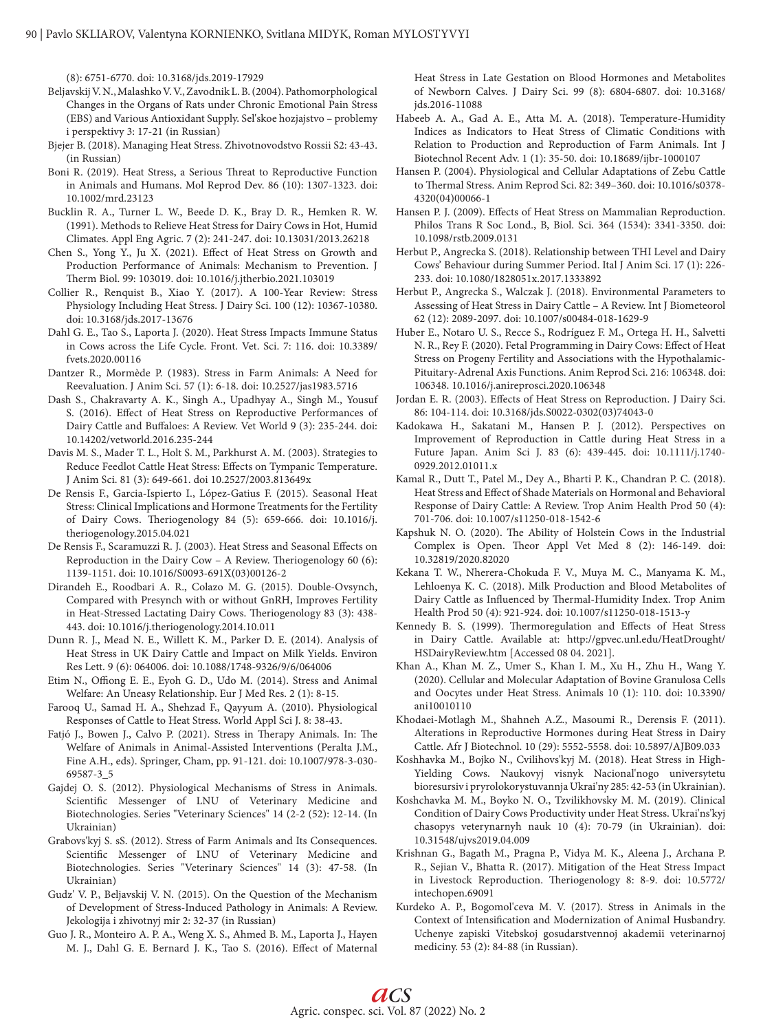(8): 6751-6770. doi: 10.3168/jds.2019-17929

Beljavskij V. N., Malashko V. V., Zavodnik L. B. (2004). Pathomorphological Changes in the Organs of Rats under Chronic Emotional Pain Stress (EBS) and Various Antioxidant Supply. Sel'skoe hozjajstvo – problemy i perspektivy 3: 17-21 (in Russian)

Bjejer B. (2018). Managing Heat Stress. Zhivotnovodstvo Rossii S2: 43-43. (in Russian)

Boni R. (2019). Heat Stress, a Serious Threat to Reproductive Function in Animals and Humans. Mol Reprod Dev. 86 (10): 1307-1323. doi: 10.1002/mrd.23123

Bucklin R. A., Turner L. W., Beede D. K., Bray D. R., Hemken R. W. (1991). Methods to Relieve Heat Stress for Dairy Cows in Hot, Humid Climates. Appl Eng Agric. 7 (2): 241-247. doi: 10.13031/2013.26218

Chen S., Yong Y., Ju X. (2021). Effect of Heat Stress on Growth and Production Performance of Animals: Mechanism to Prevention. J Therm Biol. 99: 103019. doi: 10.1016/j.jtherbio.2021.103019

Collier R., Renquist B., Xiao Y. (2017). A 100-Year Review: Stress Physiology Including Heat Stress. J Dairy Sci. 100 (12): 10367-10380. doi: 10.3168/jds.2017-13676

Dahl G. E., Tao S., Laporta J. (2020). Heat Stress Impacts Immune Status in Cows across the Life Cycle. Front. Vet. Sci. 7: 116. doi: 10.3389/fvets.2020.00116

Dantzer R., Mormède P. (1983). Stress in Farm Animals: A Need for Reevaluation. J Anim Sci. 57 (1): 6-18. doi: 10.2527/jas1983.5716

Dash S., Chakravarty A. K., Singh A., Upadhyay A., Singh M., Yousuf S. (2016). Effect of Heat Stress on Reproductive Performances of Dairy Cattle and Buffaloes: A Review. Vet World 9 (3): 235-244. doi: 10.14202/vetworld.2016.235-244

Davis M. S., Mader T. L., Holt S. M., Parkhurst A. M. (2003). Strategies to Reduce Feedlot Cattle Heat Stress: Effects on Tympanic Temperature. J Anim Sci. 81 (3): 649-661. doi 10.2527/2003.813649x

De Rensis F., Garcia-Ispierto I., López-Gatius F. (2015). Seasonal Heat Stress: Clinical Implications and Hormone Treatments for the Fertility of Dairy Cows. Theriogenology 84 (5): 659-666. doi: 10.1016/j.theriogenology.2015.04.021

De Rensis F., Scaramuzzi R. J. (2003). Heat Stress and Seasonal Effects on Reproduction in the Dairy Cow – A Review. Theriogenology 60 (6): 1139-1151. doi: 10.1016/S0093-691X(03)00126-2

Dirandeh E., Roodbari A. R., Colazo M. G. (2015). Double-Ovsynch, Compared with Presynch with or without GnRH, Improves Fertility in Heat-Stressed Lactating Dairy Cows. Theriogenology 83 (3): 438-443. doi: 10.1016/j.theriogenology.2014.10.011

Dunn R. J., Mead N. E., Willett K. M., Parker D. E. (2014). Analysis of Heat Stress in UK Dairy Cattle and Impact on Milk Yields. Environ Res Lett. 9 (6): 064006. doi: 10.1088/1748-9326/9/6/064006

Etim N., Offiong E. E., Eyoh G. D., Udo M. (2014). Stress and Animal Welfare: An Uneasy Relationship. Eur J Med Res. 2 (1): 8-15.

Farooq U., Samad H. A., Shehzad F., Qayyum A. (2010). Physiological Responses of Cattle to Heat Stress. World Appl Sci J. 8: 38-43.

Fatjó J., Bowen J., Calvo P. (2021). Stress in Therapy Animals. In: The Welfare of Animals in Animal-Assisted Interventions (Peralta J.M., Fine A.H., eds). Springer, Cham, pp. 91-121. doi: 10.1007/978-3-030-69587-3_5

Gajdej O. S. (2012). Physiological Mechanisms of Stress in Animals. Scientific Messenger of LNU of Veterinary Medicine and Biotechnologies. Series "Veterinary Sciences" 14 (2-2 (52): 12-14. (In Ukrainian)

Grabovs'kyj S. sS. (2012). Stress of Farm Animals and Its Consequences. Scientific Messenger of LNU of Veterinary Medicine and Biotechnologies. Series "Veterinary Sciences" 14 (3): 47-58. (In Ukrainian)

Gudz' V. P., Beljavskij V. N. (2015). On the Question of the Mechanism of Development of Stress-Induced Pathology in Animals: A Review. Jekologija i zhivotnyj mir 2: 32-37 (in Russian)

Guo J. R., Monteiro A. P. A., Weng X. S., Ahmed B. M., Laporta J., Hayen M. J., Dahl G. E. Bernard J. K., Tao S. (2016). Effect of Maternal Heat Stress in Late Gestation on Blood Hormones and Metabolites of Newborn Calves. J Dairy Sci. 99 (8): 6804-6807. doi: 10.3168/jds.2016-11088

Habeeb A. A., Gad A. E., Atta M. A. (2018). Temperature-Humidity Indices as Indicators to Heat Stress of Climatic Conditions with Relation to Production and Reproduction of Farm Animals. Int J Biotechnol Recent Adv. 1 (1): 35-50. doi: 10.18689/ijbr-1000107

Hansen P. (2004). Physiological and Cellular Adaptations of Zebu Cattle to Thermal Stress. Anim Reprod Sci. 82: 349–360. doi: 10.1016/s0378-4320(04)00066-1

Hansen P. J. (2009). Effects of Heat Stress on Mammalian Reproduction. Philos Trans R Soc Lond., B, Biol. Sci. 364 (1534): 3341-3350. doi: 10.1098/rstb.2009.0131

Herbut P., Angrecka S. (2018). Relationship between THI Level and Dairy Cows' Behaviour during Summer Period. Ital J Anim Sci. 17 (1): 226-233. doi: 10.1080/1828051x.2017.1333892

Herbut P., Angrecka S., Walczak J. (2018). Environmental Parameters to Assessing of Heat Stress in Dairy Cattle – A Review. Int J Biometeorol 62 (12): 2089-2097. doi: 10.1007/s00484-018-1629-9

Huber E., Notaro U. S., Recce S., Rodríguez F. M., Ortega H. H., Salvetti N. R., Rey F. (2020). Fetal Programming in Dairy Cows: Effect of Heat Stress on Progeny Fertility and Associations with the Hypothalamic-Pituitary-Adrenal Axis Functions. Anim Reprod Sci. 216: 106348. doi: 106348. 10.1016/j.anireprosci.2020.106348

Jordan E. R. (2003). Effects of Heat Stress on Reproduction. J Dairy Sci. 86: 104-114. doi: 10.3168/jds.S0022-0302(03)74043-0

Kadokawa H., Sakatani M., Hansen P. J. (2012). Perspectives on Improvement of Reproduction in Cattle during Heat Stress in a Future Japan. Anim Sci J 83 (6): 439-445. doi: 10.1111/j.1740-0929.2012.01011.x

Kamal R., Dutt T., Patel M., Dey A., Bharti P. K., Chandran P. C. (2018). Heat Stress and Effect of Shade Materials on Hormonal and Behavioral Response of Dairy Cattle: A Review. Trop Anim Health Prod 50 (4): 701-706. doi: 10.1007/s11250-018-1542-6

Kapshuk N. O. (2020). The Ability of Holstein Cows in the Industrial Complex is Open. Theor Appl Vet Med 8 (2): 146-149. doi: 10.32819/2020.82020

Kekana T. W., Nherera-Chokuda F. V., Muya M. C., Manyama K. M., Lehloenya K. C. (2018). Milk Production and Blood Metabolites of Dairy Cattle as Influenced by Thermal-Humidity Index. Trop Anim Health Prod 50 (4): 921-924. doi: 10.1007/s11250-018-1513-y

Kennedy B. S. (1999). Thermoregulation and Effects of Heat Stress in Dairy Cattle. Available at: http://gpvec.unl.edu/HeatDrought/HSDairyReview.htm [Accessed 08 04. 2021].

Khan A., Khan M. Z., Umer S., Khan I. M., Xu H., Zhu H., Wang Y. (2020). Cellular and Molecular Adaptation of Bovine Granulosa Cells and Oocytes under Heat Stress. Animals 10 (1): 110. doi: 10.3390/ani10010110

Khodaei-Motlagh M., Shahneh A.Z., Masoumi R., Derensis F. (2011). Alterations in Reproductive Hormones during Heat Stress in Dairy Cattle. Afr J Biotechnol. 10 (29): 5552-5558. doi: 10.5897/AJB09.033

Koshhavka M., Bojko N., Cvilihovs'kyj M. (2018). Heat Stress in High-Yielding Cows. Naukovyj visnyk Nacional'nogo universytetu bioresursiv i pryrolokorystuvannja Ukrai'ny 285: 42-53 (in Ukrainian).

Koshchavka M. M., Boyko N. O., Tzvilikhovsky M. M. (2019). Clinical Condition of Dairy Cows Productivity under Heat Stress. Ukrai'ns'kyj chasopys veterynarnyh nauk 10 (4): 70-79 (in Ukrainian). doi: 10.31548/ujvs2019.04.009

Krishnan G., Bagath M., Pragna P., Vidya M. K., Aleena J., Archana P. R., Sejian V., Bhatta R. (2017). Mitigation of the Heat Stress Impact in Livestock Reproduction. Theriogenology 8: 8-9. doi: 10.5772/intechopen.69091

Kurdeko A. P., Bogomol'ceva M. V. (2017). Stress in Animals in the Context of Intensification and Modernization of Animal Husbandry. Uchenye zapiski Vitebskoj gosudarstvennoj akademii veterinarnoj mediciny. 53 (2): 84-88 (in Russian).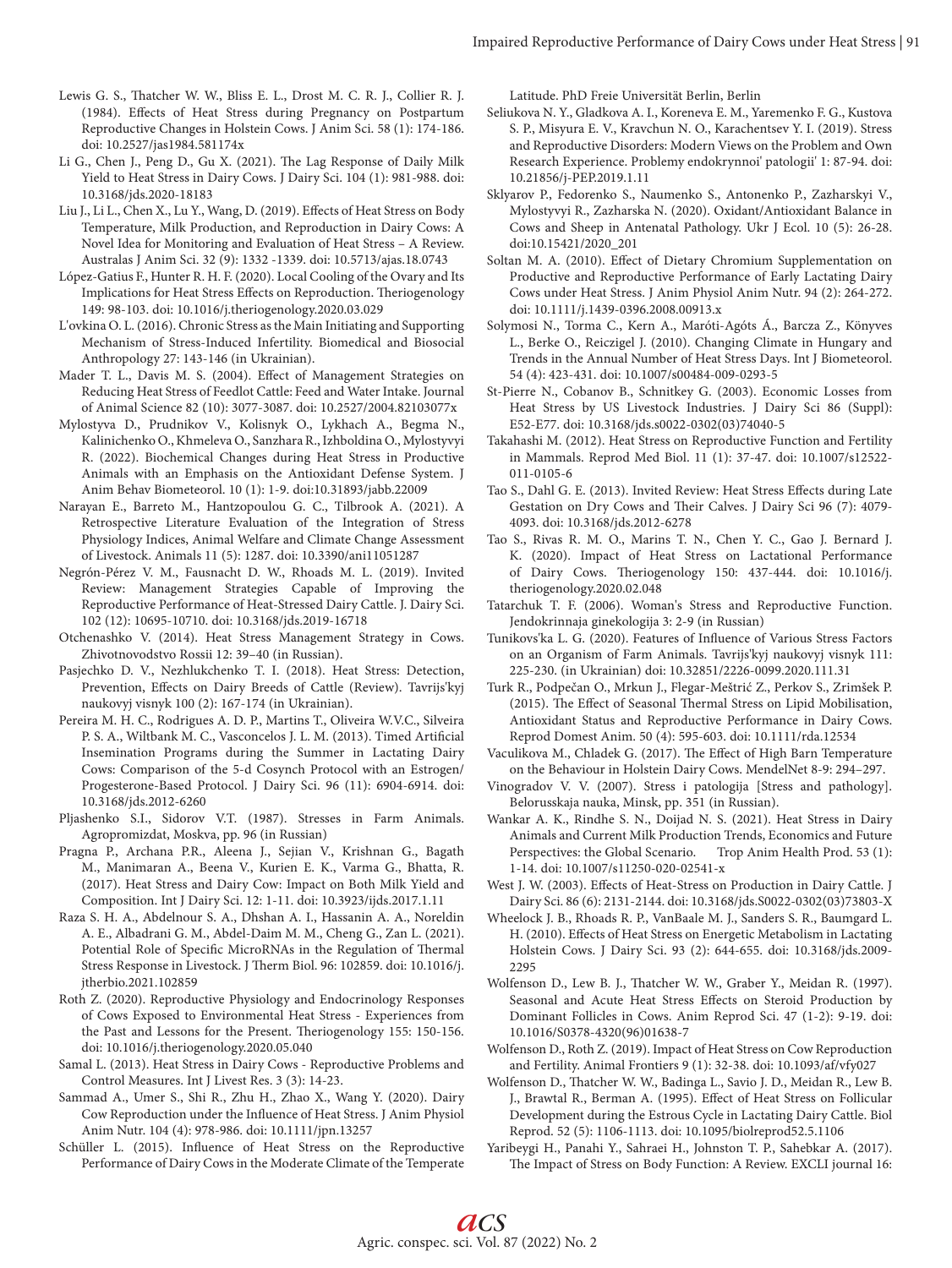Lewis G. S., Thatcher W. W., Bliss E. L., Drost M. C. R. J., Collier R. J. (1984). Effects of Heat Stress during Pregnancy on Postpartum Reproductive Changes in Holstein Cows. J Anim Sci. 58 (1): 174-186. doi: 10.2527/jas1984.581174x

Li G., Chen J., Peng D., Gu X. (2021). The Lag Response of Daily Milk Yield to Heat Stress in Dairy Cows. J Dairy Sci. 104 (1): 981-988. doi: 10.3168/jds.2020-18183

Liu J., Li L., Chen X., Lu Y., Wang, D. (2019). Effects of Heat Stress on Body Temperature, Milk Production, and Reproduction in Dairy Cows: A Novel Idea for Monitoring and Evaluation of Heat Stress – A Review. Australas J Anim Sci. 32 (9): 1332 -1339. doi: 10.5713/ajas.18.0743

López-Gatius F., Hunter R. H. F. (2020). Local Cooling of the Ovary and Its Implications for Heat Stress Effects on Reproduction. Theriogenology 149: 98-103. doi: 10.1016/j.theriogenology.2020.03.029

L'ovkina O. L. (2016). Chronic Stress as the Main Initiating and Supporting Mechanism of Stress-Induced Infertility. Biomedical and Biosocial Anthropology 27: 143-146 (in Ukrainian).

Mader T. L., Davis M. S. (2004). Effect of Management Strategies on Reducing Heat Stress of Feedlot Cattle: Feed and Water Intake. Journal of Animal Science 82 (10): 3077-3087. doi: 10.2527/2004.82103077x

Mylostyva D., Prudnikov V., Kolisnyk O., Lykhach A., Begma N., Kalinichenko O., Khmeleva O., Sanzhara R., Izhboldina O., Mylostyvyi R. (2022). Biochemical Changes during Heat Stress in Productive Animals with an Emphasis on the Antioxidant Defense System. J Anim Behav Biometeorol. 10 (1): 1-9. doi:10.31893/jabb.22009

Narayan E., Barreto M., Hantzopoulou G. C., Tilbrook A. (2021). A Retrospective Literature Evaluation of the Integration of Stress Physiology Indices, Animal Welfare and Climate Change Assessment of Livestock. Animals 11 (5): 1287. doi: 10.3390/ani11051287

Negrón-Pérez V. M., Fausnacht D. W., Rhoads M. L. (2019). Invited Review: Management Strategies Capable of Improving the Reproductive Performance of Heat-Stressed Dairy Cattle. J. Dairy Sci. 102 (12): 10695-10710. doi: 10.3168/jds.2019-16718

Otchenashko V. (2014). Heat Stress Management Strategy in Cows. Zhivotnovodstvo Rossii 12: 39–40 (in Russian).

Pasjechko D. V., Nezhlukhchenko T. I. (2018). Heat Stress: Detection, Prevention, Effects on Dairy Breeds of Cattle (Review). Tavrijs'kyj naukovyj visnyk 100 (2): 167-174 (in Ukrainian).

Pereira M. H. C., Rodrigues A. D. P., Martins T., Oliveira W.V.C., Silveira P. S. A., Wiltbank M. C., Vasconcelos J. L. M. (2013). Timed Artificial Insemination Programs during the Summer in Lactating Dairy Cows: Comparison of the 5-d Cosynch Protocol with an Estrogen/Progesterone-Based Protocol. J Dairy Sci. 96 (11): 6904-6914. doi: 10.3168/jds.2012-6260

Pljashenko S.I., Sidorov V.T. (1987). Stresses in Farm Animals. Agropromizdat, Moskva, pp. 96 (in Russian)

Pragna P., Archana P.R., Aleena J., Sejian V., Krishnan G., Bagath M., Manimaran A., Beena V., Kurien E. K., Varma G., Bhatta, R. (2017). Heat Stress and Dairy Cow: Impact on Both Milk Yield and Composition. Int J Dairy Sci. 12: 1-11. doi: 10.3923/ijds.2017.1.11

Raza S. H. A., Abdelnour S. A., Dhshan A. I., Hassanin A. A., Noreldin A. E., Albadrani G. M., Abdel-Daim M. M., Cheng G., Zan L. (2021). Potential Role of Specific MicroRNAs in the Regulation of Thermal Stress Response in Livestock. J Therm Biol. 96: 102859. doi: 10.1016/j.jtherbio.2021.102859

Roth Z. (2020). Reproductive Physiology and Endocrinology Responses of Cows Exposed to Environmental Heat Stress - Experiences from the Past and Lessons for the Present. Theriogenology 155: 150-156. doi: 10.1016/j.theriogenology.2020.05.040

Samal L. (2013). Heat Stress in Dairy Cows - Reproductive Problems and Control Measures. Int J Livest Res. 3 (3): 14-23.

Sammad A., Umer S., Shi R., Zhu H., Zhao X., Wang Y. (2020). Dairy Cow Reproduction under the Influence of Heat Stress. J Anim Physiol Anim Nutr. 104 (4): 978-986. doi: 10.1111/jpn.13257

Schüller L. (2015). Influence of Heat Stress on the Reproductive Performance of Dairy Cows in the Moderate Climate of the Temperate Latitude. PhD Freie Universität Berlin, Berlin

Seliukova N. Y., Gladkova A. I., Koreneva E. M., Yaremenko F. G., Kustova S. P., Misyura E. V., Kravchun N. O., Karachentsev Y. I. (2019). Stress and Reproductive Disorders: Modern Views on the Problem and Own Research Experience. Problemy endokrynnoi' patologii' 1: 87-94. doi: 10.21856/j-PEP.2019.1.11

Sklyarov P., Fedorenko S., Naumenko S., Antonenko P., Zazharskyi V., Mylostyvyi R., Zazharska N. (2020). Oxidant/Antioxidant Balance in Cows and Sheep in Antenatal Pathology. Ukr J Ecol. 10 (5): 26-28. doi:10.15421/2020_201

Soltan M. A. (2010). Effect of Dietary Chromium Supplementation on Productive and Reproductive Performance of Early Lactating Dairy Cows under Heat Stress. J Anim Physiol Anim Nutr. 94 (2): 264-272. doi: 10.1111/j.1439-0396.2008.00913.x

Solymosi N., Torma C., Kern A., Maróti-Agóts Á., Barcza Z., Könyves L., Berke O., Reiczigel J. (2010). Changing Climate in Hungary and Trends in the Annual Number of Heat Stress Days. Int J Biometeorol. 54 (4): 423-431. doi: 10.1007/s00484-009-0293-5

St-Pierre N., Cobanov B., Schnitkey G. (2003). Economic Losses from Heat Stress by US Livestock Industries. J Dairy Sci 86 (Suppl): E52-E77. doi: 10.3168/jds.s0022-0302(03)74040-5

Takahashi M. (2012). Heat Stress on Reproductive Function and Fertility in Mammals. Reprod Med Biol. 11 (1): 37-47. doi: 10.1007/s12522-011-0105-6

Tao S., Dahl G. E. (2013). Invited Review: Heat Stress Effects during Late Gestation on Dry Cows and Their Calves. J Dairy Sci 96 (7): 4079-4093. doi: 10.3168/jds.2012-6278

Tao S., Rivas R. M. O., Marins T. N., Chen Y. C., Gao J. Bernard J. K. (2020). Impact of Heat Stress on Lactational Performance of Dairy Cows. Theriogenology 150: 437-444. doi: 10.1016/j.theriogenology.2020.02.048

Tatarchuk T. F. (2006). Woman's Stress and Reproductive Function. Jendokrinnaja ginekologija 3: 2-9 (in Russian)

Tunikovs'ka L. G. (2020). Features of Influence of Various Stress Factors on an Organism of Farm Animals. Tavrijs'kyj naukovyj visnyk 111: 225-230. (in Ukrainian) doi: 10.32851/2226-0099.2020.111.31

Turk R., Podpečan O., Mrkun J., Flegar-Meštrić Z., Perkov S., Zrimšek P. (2015). The Effect of Seasonal Thermal Stress on Lipid Mobilisation, Antioxidant Status and Reproductive Performance in Dairy Cows. Reprod Domest Anim. 50 (4): 595-603. doi: 10.1111/rda.12534

Vaculikova M., Chladek G. (2017). The Effect of High Barn Temperature on the Behaviour in Holstein Dairy Cows. MendelNet 8-9: 294–297.

Vinogradov V. V. (2007). Stress i patologija [Stress and pathology]. Belorusskaja nauka, Minsk, pp. 351 (in Russian).

Wankar A. K., Rindhe S. N., Doijad N. S. (2021). Heat Stress in Dairy Animals and Current Milk Production Trends, Economics and Future Perspectives: the Global Scenario. Trop Anim Health Prod. 53 (1): 1-14. doi: 10.1007/s11250-020-02541-x

West J. W. (2003). Effects of Heat-Stress on Production in Dairy Cattle. J Dairy Sci. 86 (6): 2131-2144. doi: 10.3168/jds.S0022-0302(03)73803-X

Wheelock J. B., Rhoads R. P., VanBaale M. J., Sanders S. R., Baumgard L. H. (2010). Effects of Heat Stress on Energetic Metabolism in Lactating Holstein Cows. J Dairy Sci. 93 (2): 644-655. doi: 10.3168/jds.2009-2295

Wolfenson D., Lew B. J., Thatcher W. W., Graber Y., Meidan R. (1997). Seasonal and Acute Heat Stress Effects on Steroid Production by Dominant Follicles in Cows. Anim Reprod Sci. 47 (1-2): 9-19. doi: 10.1016/S0378-4320(96)01638-7

Wolfenson D., Roth Z. (2019). Impact of Heat Stress on Cow Reproduction and Fertility. Animal Frontiers 9 (1): 32-38. doi: 10.1093/af/vfy027

Wolfenson D., Thatcher W. W., Badinga L., Savio J. D., Meidan R., Lew B. J., Brawtal R., Berman A. (1995). Effect of Heat Stress on Follicular Development during the Estrous Cycle in Lactating Dairy Cattle. Biol Reprod. 52 (5): 1106-1113. doi: 10.1095/biolreprod52.5.1106

Yaribeygi H., Panahi Y., Sahraei H., Johnston T. P., Sahebkar A. (2017). The Impact of Stress on Body Function: A Review. EXCLI journal 16: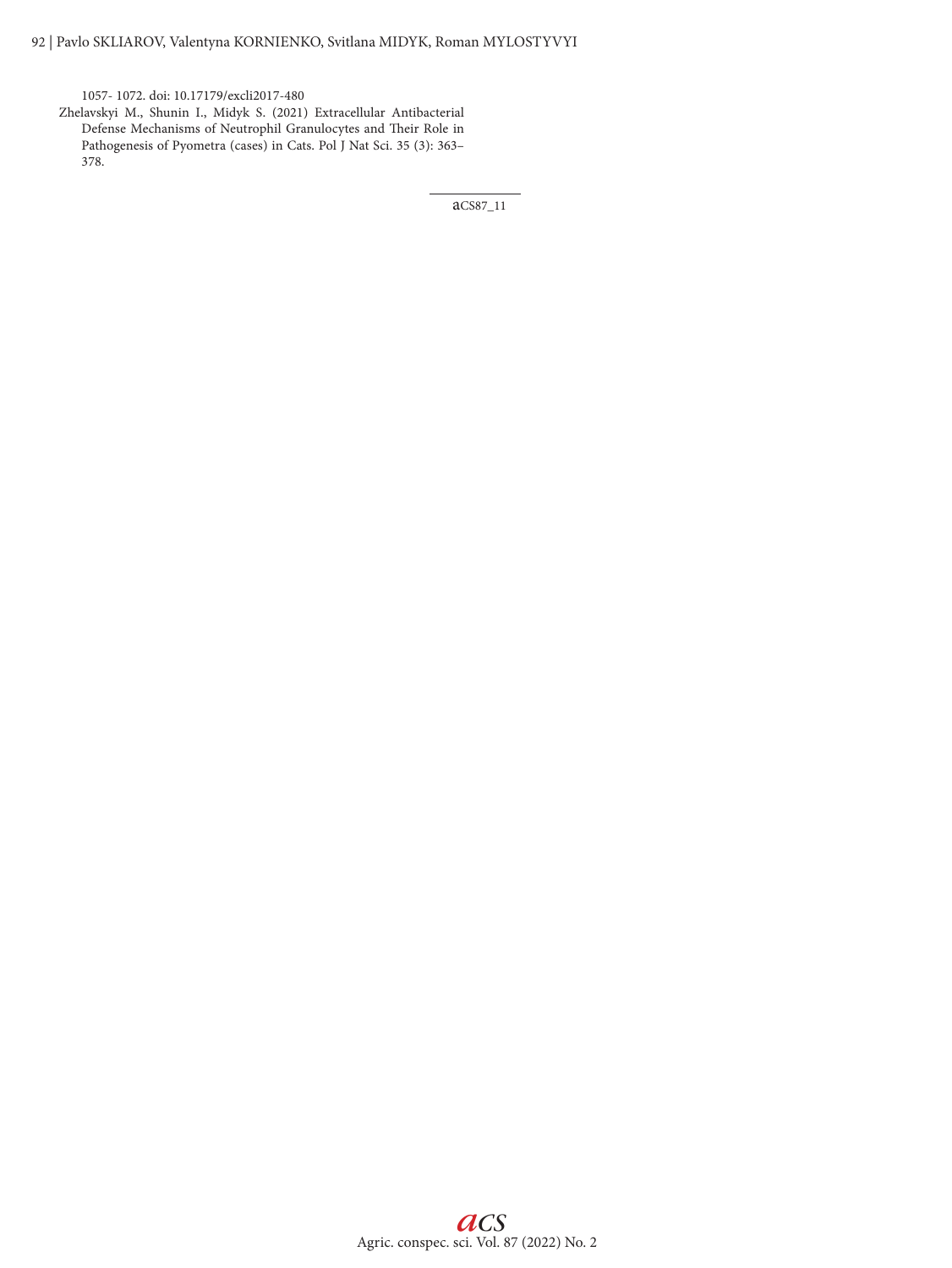1057- 1072. doi: 10.17179/excli2017-480

Zhelavskyi M., Shunin I., Midyk S. (2021) Extracellular Antibacterial Defense Mechanisms of Neutrophil Granulocytes and Their Role in Pathogenesis of Pyometra (cases) in Cats. Pol J Nat Sci. 35 (3): 363–378.

aCS87_11